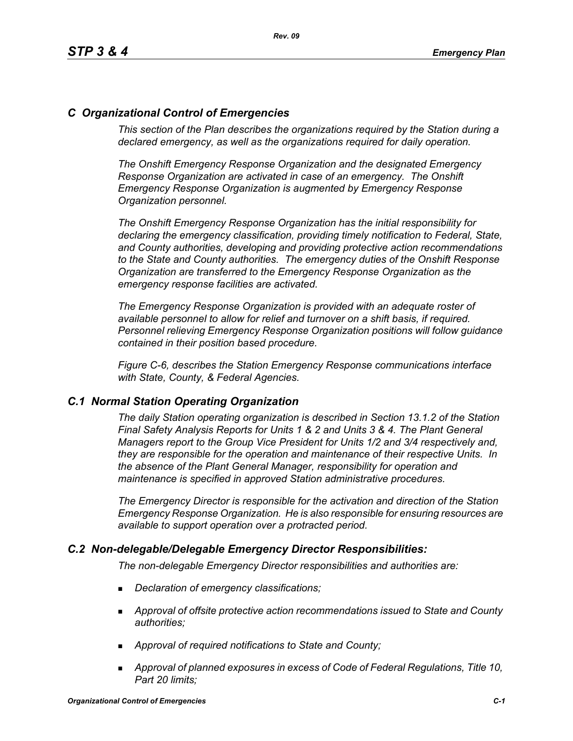## *C Organizational Control of Emergencies*

*This section of the Plan describes the organizations required by the Station during a declared emergency, as well as the organizations required for daily operation.*

*The Onshift Emergency Response Organization and the designated Emergency Response Organization are activated in case of an emergency. The Onshift Emergency Response Organization is augmented by Emergency Response Organization personnel.*

*The Onshift Emergency Response Organization has the initial responsibility for declaring the emergency classification, providing timely notification to Federal, State, and County authorities, developing and providing protective action recommendations to the State and County authorities. The emergency duties of the Onshift Response Organization are transferred to the Emergency Response Organization as the emergency response facilities are activated.*

*The Emergency Response Organization is provided with an adequate roster of available personnel to allow for relief and turnover on a shift basis, if required. Personnel relieving Emergency Response Organization positions will follow guidance contained in their position based procedure.*

*Figure C-6, describes the Station Emergency Response communications interface with State, County, & Federal Agencies.*

### *C.1 Normal Station Operating Organization*

*The daily Station operating organization is described in Section 13.1.2 of the Station Final Safety Analysis Reports for Units 1 & 2 and Units 3 & 4. The Plant General Managers report to the Group Vice President for Units 1/2 and 3/4 respectively and, they are responsible for the operation and maintenance of their respective Units. In the absence of the Plant General Manager, responsibility for operation and maintenance is specified in approved Station administrative procedures.*

*The Emergency Director is responsible for the activation and direction of the Station Emergency Response Organization. He is also responsible for ensuring resources are available to support operation over a protracted period.*

### *C.2 Non-delegable/Delegable Emergency Director Responsibilities:*

*The non-delegable Emergency Director responsibilities and authorities are:*

- *Declaration of emergency classifications;*
- *Approval of offsite protective action recommendations issued to State and County authorities;*
- *Approval of required notifications to State and County;*
- *Approval of planned exposures in excess of Code of Federal Regulations, Title 10, Part 20 limits;*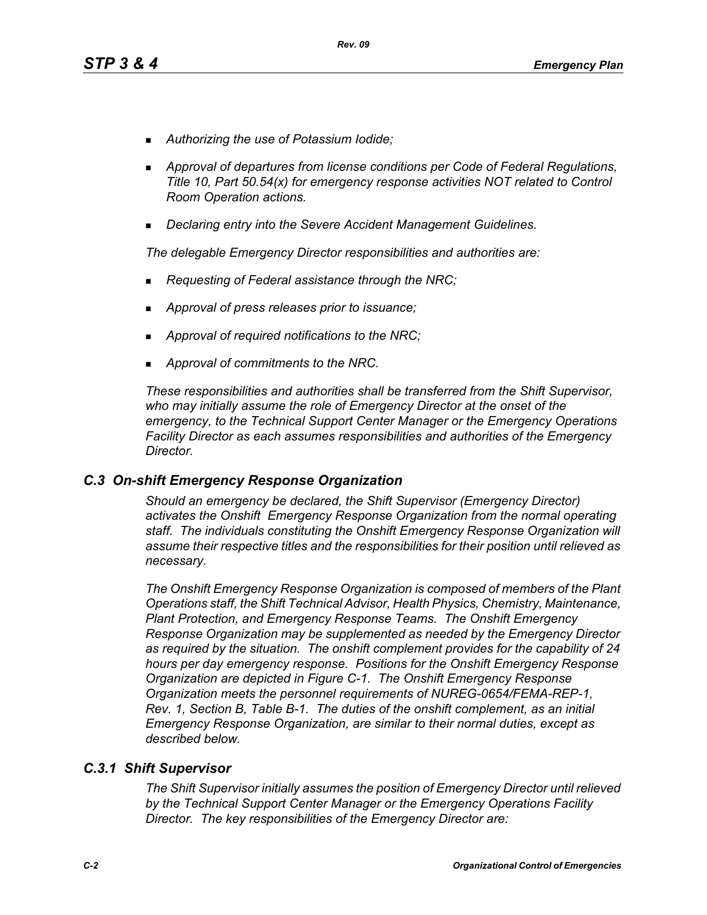- *Authorizing the use of Potassium Iodide;*
- *Approval of departures from license conditions per Code of Federal Regulations, Title 10, Part 50.54(x) for emergency response activities NOT related to Control Room Operation actions.*
- *Declaring entry into the Severe Accident Management Guidelines.*

*The delegable Emergency Director responsibilities and authorities are:*

- *Requesting of Federal assistance through the NRC;*
- *Approval of press releases prior to issuance;*
- *Approval of required notifications to the NRC;*
- *Approval of commitments to the NRC.*

*These responsibilities and authorities shall be transferred from the Shift Supervisor, who may initially assume the role of Emergency Director at the onset of the emergency, to the Technical Support Center Manager or the Emergency Operations Facility Director as each assumes responsibilities and authorities of the Emergency Director.*

## *C.3 On-shift Emergency Response Organization*

*Should an emergency be declared, the Shift Supervisor (Emergency Director) activates the Onshift Emergency Response Organization from the normal operating staff. The individuals constituting the Onshift Emergency Response Organization will assume their respective titles and the responsibilities for their position until relieved as necessary.*

*The Onshift Emergency Response Organization is composed of members of the Plant Operations staff, the Shift Technical Advisor, Health Physics, Chemistry, Maintenance, Plant Protection, and Emergency Response Teams. The Onshift Emergency Response Organization may be supplemented as needed by the Emergency Director as required by the situation. The onshift complement provides for the capability of 24 hours per day emergency response. Positions for the Onshift Emergency Response Organization are depicted in Figure C-1. The Onshift Emergency Response Organization meets the personnel requirements of NUREG-0654/FEMA-REP-1, Rev. 1, Section B, Table B-1. The duties of the onshift complement, as an initial Emergency Response Organization, are similar to their normal duties, except as described below.*

### *C.3.1 Shift Supervisor*

*The Shift Supervisor initially assumes the position of Emergency Director until relieved by the Technical Support Center Manager or the Emergency Operations Facility Director. The key responsibilities of the Emergency Director are:*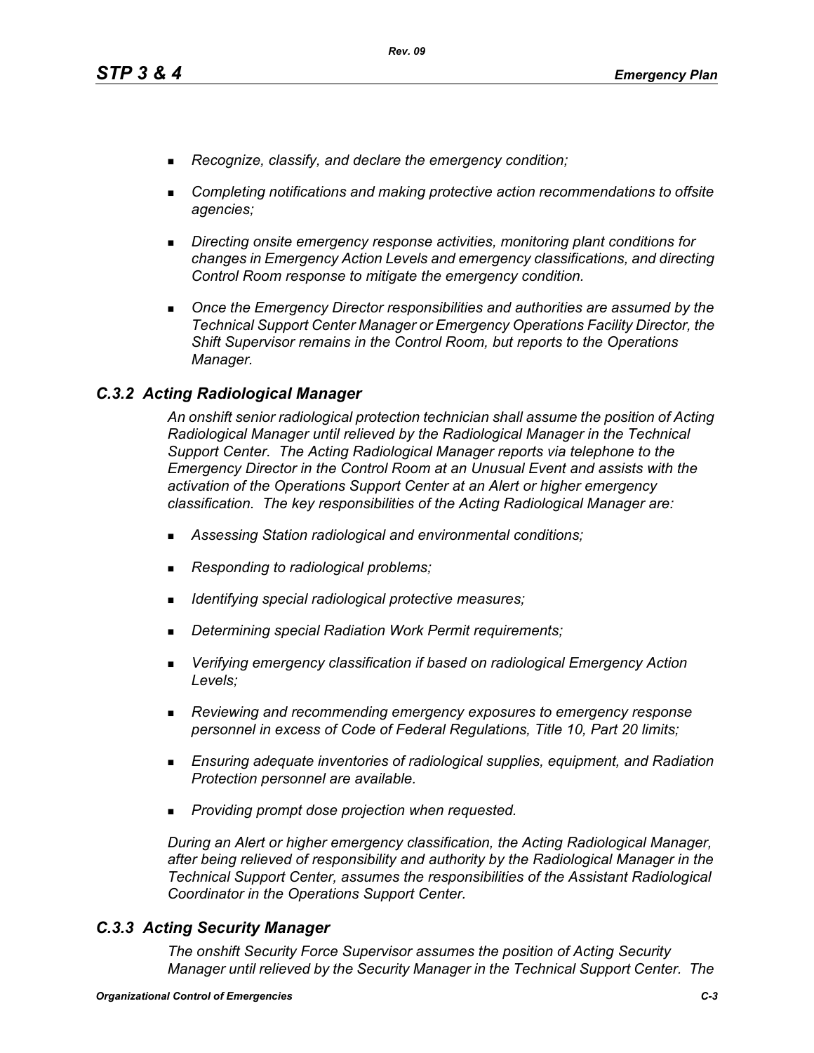- *Recognize, classify, and declare the emergency condition;*
- *Completing notifications and making protective action recommendations to offsite agencies;*
- *Directing onsite emergency response activities, monitoring plant conditions for changes in Emergency Action Levels and emergency classifications, and directing Control Room response to mitigate the emergency condition.*
- *Once the Emergency Director responsibilities and authorities are assumed by the Technical Support Center Manager or Emergency Operations Facility Director, the Shift Supervisor remains in the Control Room, but reports to the Operations Manager.*

### *C.3.2 Acting Radiological Manager*

*An onshift senior radiological protection technician shall assume the position of Acting Radiological Manager until relieved by the Radiological Manager in the Technical Support Center. The Acting Radiological Manager reports via telephone to the Emergency Director in the Control Room at an Unusual Event and assists with the activation of the Operations Support Center at an Alert or higher emergency classification. The key responsibilities of the Acting Radiological Manager are:*

- *Assessing Station radiological and environmental conditions;*
- *Responding to radiological problems;*
- *Identifying special radiological protective measures;*
- *Determining special Radiation Work Permit requirements;*
- *Verifying emergency classification if based on radiological Emergency Action Levels;*
- *Reviewing and recommending emergency exposures to emergency response personnel in excess of Code of Federal Regulations, Title 10, Part 20 limits;*
- *Ensuring adequate inventories of radiological supplies, equipment, and Radiation Protection personnel are available.*
- *Providing prompt dose projection when requested.*

*During an Alert or higher emergency classification, the Acting Radiological Manager, after being relieved of responsibility and authority by the Radiological Manager in the Technical Support Center, assumes the responsibilities of the Assistant Radiological Coordinator in the Operations Support Center.*

### *C.3.3 Acting Security Manager*

*The onshift Security Force Supervisor assumes the position of Acting Security Manager until relieved by the Security Manager in the Technical Support Center. The*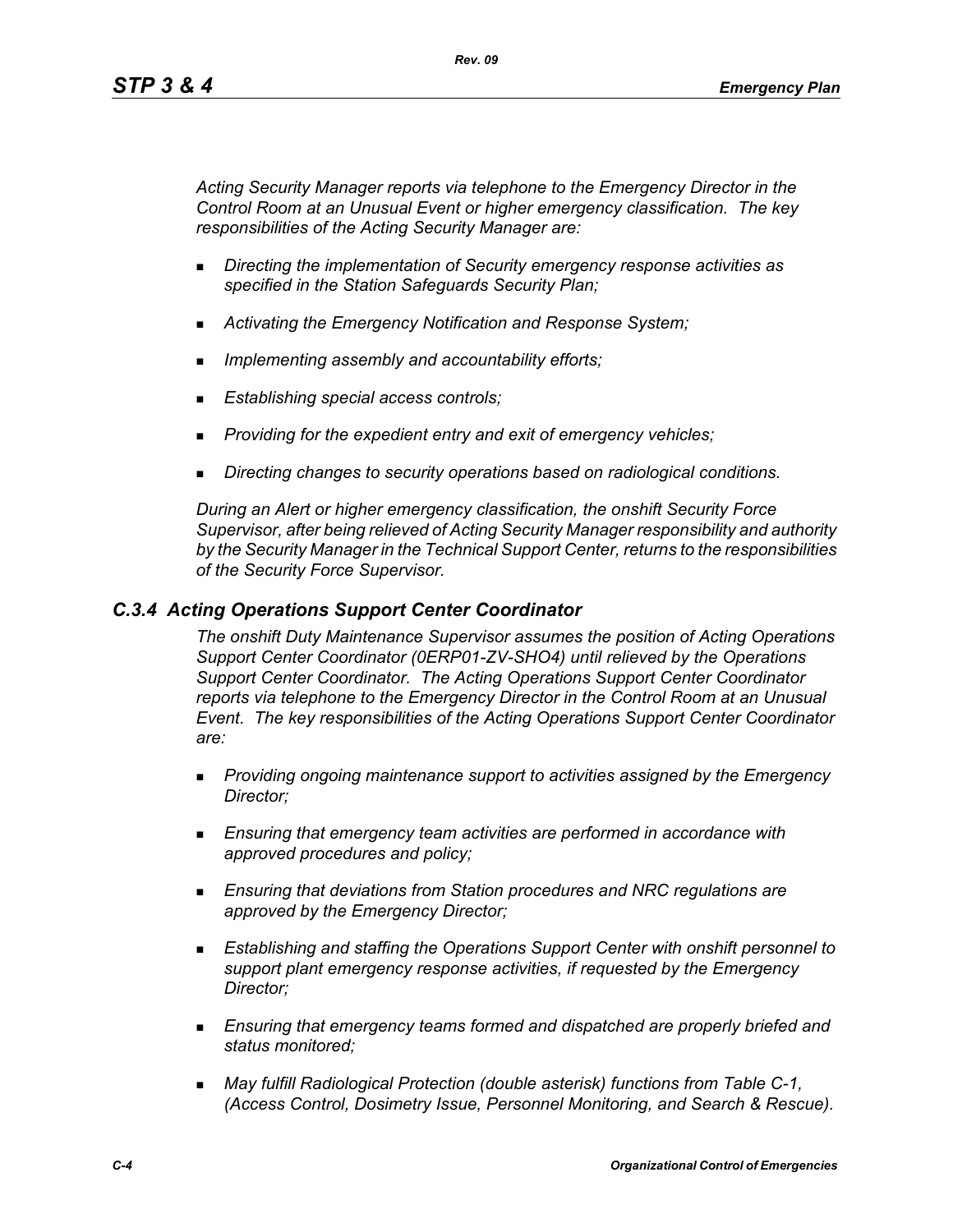*Acting Security Manager reports via telephone to the Emergency Director in the Control Room at an Unusual Event or higher emergency classification. The key responsibilities of the Acting Security Manager are:*

- *Directing the implementation of Security emergency response activities as specified in the Station Safeguards Security Plan;*
- *Activating the Emergency Notification and Response System;*
- *Implementing assembly and accountability efforts;*
- *Establishing special access controls;*
- *Providing for the expedient entry and exit of emergency vehicles;*
- *Directing changes to security operations based on radiological conditions.*

*During an Alert or higher emergency classification, the onshift Security Force Supervisor, after being relieved of Acting Security Manager responsibility and authority by the Security Manager in the Technical Support Center, returns to the responsibilities of the Security Force Supervisor.*

### *C.3.4 Acting Operations Support Center Coordinator*

*The onshift Duty Maintenance Supervisor assumes the position of Acting Operations Support Center Coordinator (0ERP01-ZV-SHO4) until relieved by the Operations Support Center Coordinator. The Acting Operations Support Center Coordinator reports via telephone to the Emergency Director in the Control Room at an Unusual Event. The key responsibilities of the Acting Operations Support Center Coordinator are:*

- *Providing ongoing maintenance support to activities assigned by the Emergency Director;*
- *Ensuring that emergency team activities are performed in accordance with approved procedures and policy;*
- *Ensuring that deviations from Station procedures and NRC regulations are approved by the Emergency Director;*
- *Establishing and staffing the Operations Support Center with onshift personnel to support plant emergency response activities, if requested by the Emergency Director;*
- *Ensuring that emergency teams formed and dispatched are properly briefed and status monitored;*
- *May fulfill Radiological Protection (double asterisk) functions from Table C-1, (Access Control, Dosimetry Issue, Personnel Monitoring, and Search & Rescue).*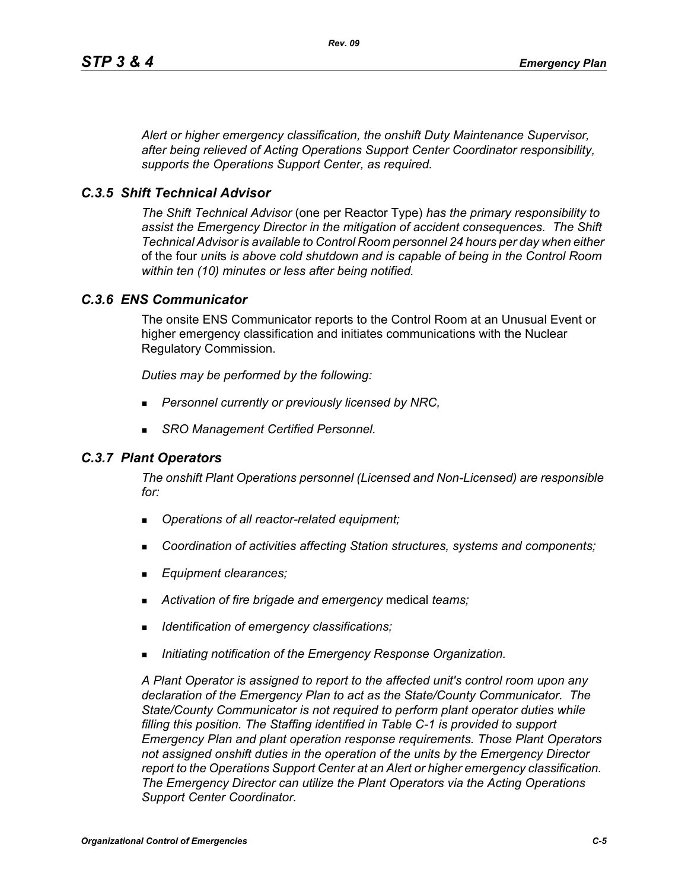*Alert or higher emergency classification, the onshift Duty Maintenance Supervisor, after being relieved of Acting Operations Support Center Coordinator responsibility, supports the Operations Support Center, as required.*

### *C.3.5 Shift Technical Advisor*

*The Shift Technical Advisor* (one per Reactor Type) *has the primary responsibility to assist the Emergency Director in the mitigation of accident consequences. The Shift Technical Advisor is available to Control Room personnel 24 hours per day when either* of the four *unit*s *is above cold shutdown and is capable of being in the Control Room within ten (10) minutes or less after being notified.*

### *C.3.6 ENS Communicator*

The onsite ENS Communicator reports to the Control Room at an Unusual Event or higher emergency classification and initiates communications with the Nuclear Regulatory Commission.

*Duties may be performed by the following:*

- *Personnel currently or previously licensed by NRC,*
- *SRO Management Certified Personnel.*

### *C.3.7 Plant Operators*

*The onshift Plant Operations personnel (Licensed and Non-Licensed) are responsible for:*

- *Operations of all reactor-related equipment;*
- *Coordination of activities affecting Station structures, systems and components;*
- *Equipment clearances;*
- *Activation of fire brigade and emergency* medical *teams;*
- *Identification of emergency classifications;*
- *Initiating notification of the Emergency Response Organization.*

*A Plant Operator is assigned to report to the affected unit's control room upon any declaration of the Emergency Plan to act as the State/County Communicator. The State/County Communicator is not required to perform plant operator duties while filling this position. The Staffing identified in Table C-1 is provided to support Emergency Plan and plant operation response requirements. Those Plant Operators not assigned onshift duties in the operation of the units by the Emergency Director report to the Operations Support Center at an Alert or higher emergency classification. The Emergency Director can utilize the Plant Operators via the Acting Operations Support Center Coordinator.*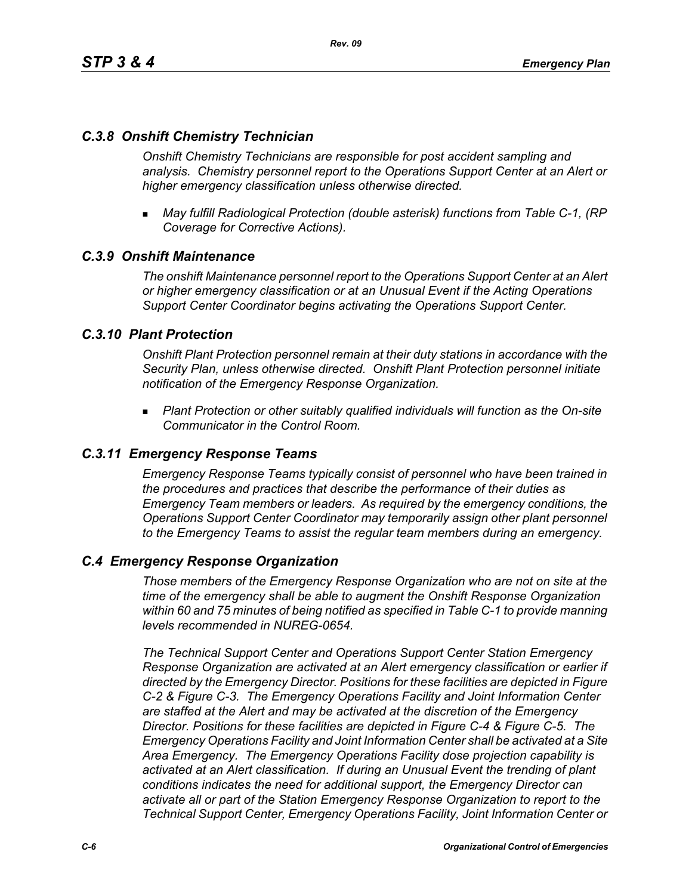## *C.3.8 Onshift Chemistry Technician*

*Onshift Chemistry Technicians are responsible for post accident sampling and analysis. Chemistry personnel report to the Operations Support Center at an Alert or higher emergency classification unless otherwise directed.*

- *May fulfill Radiological Protection (double asterisk) functions from Table C-1, (RP Coverage for Corrective Actions).*

## *C.3.9 Onshift Maintenance*

*The onshift Maintenance personnel report to the Operations Support Center at an Alert or higher emergency classification or at an Unusual Event if the Acting Operations Support Center Coordinator begins activating the Operations Support Center.*

## *C.3.10 Plant Protection*

*Onshift Plant Protection personnel remain at their duty stations in accordance with the Security Plan, unless otherwise directed. Onshift Plant Protection personnel initiate notification of the Emergency Response Organization.*

- *Plant Protection or other suitably qualified individuals will function as the On-site Communicator in the Control Room.*

## *C.3.11 Emergency Response Teams*

*Emergency Response Teams typically consist of personnel who have been trained in the procedures and practices that describe the performance of their duties as Emergency Team members or leaders. As required by the emergency conditions, the Operations Support Center Coordinator may temporarily assign other plant personnel to the Emergency Teams to assist the regular team members during an emergency.*

## *C.4 Emergency Response Organization*

*Those members of the Emergency Response Organization who are not on site at the time of the emergency shall be able to augment the Onshift Response Organization within 60 and 75 minutes of being notified as specified in Table C-1 to provide manning levels recommended in NUREG-0654.*

*The Technical Support Center and Operations Support Center Station Emergency Response Organization are activated at an Alert emergency classification or earlier if directed by the Emergency Director. Positions for these facilities are depicted in Figure C-2 & Figure C-3. The Emergency Operations Facility and Joint Information Center are staffed at the Alert and may be activated at the discretion of the Emergency Director. Positions for these facilities are depicted in Figure C-4 & Figure C-5. The Emergency Operations Facility and Joint Information Center shall be activated at a Site Area Emergency. The Emergency Operations Facility dose projection capability is activated at an Alert classification. If during an Unusual Event the trending of plant conditions indicates the need for additional support, the Emergency Director can activate all or part of the Station Emergency Response Organization to report to the Technical Support Center, Emergency Operations Facility, Joint Information Center or*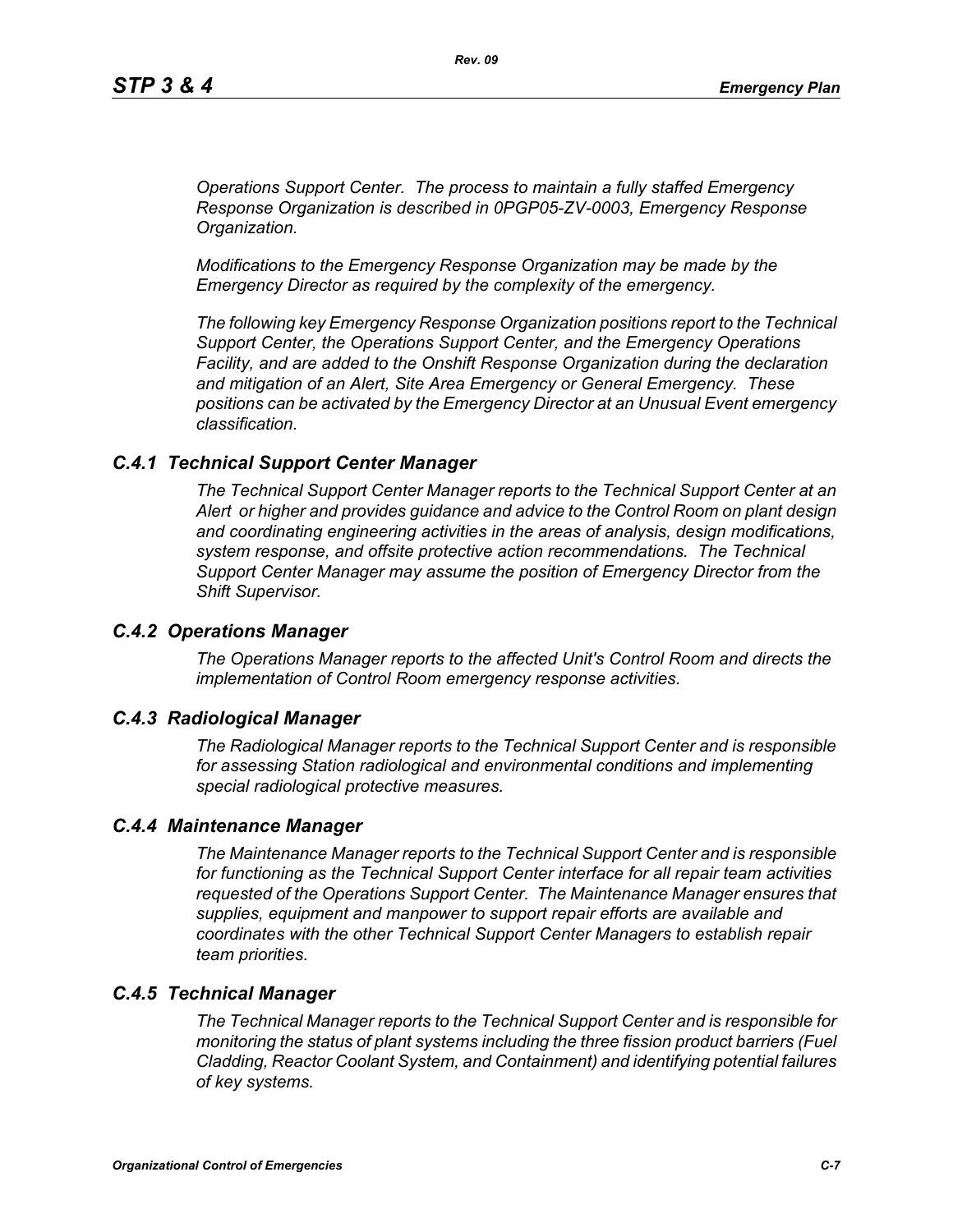*Operations Support Center. The process to maintain a fully staffed Emergency Response Organization is described in 0PGP05-ZV-0003, Emergency Response Organization.*

*Modifications to the Emergency Response Organization may be made by the Emergency Director as required by the complexity of the emergency.*

*The following key Emergency Response Organization positions report to the Technical Support Center, the Operations Support Center, and the Emergency Operations Facility, and are added to the Onshift Response Organization during the declaration and mitigation of an Alert, Site Area Emergency or General Emergency. These positions can be activated by the Emergency Director at an Unusual Event emergency classification.*

### *C.4.1 Technical Support Center Manager*

*The Technical Support Center Manager reports to the Technical Support Center at an Alert or higher and provides guidance and advice to the Control Room on plant design and coordinating engineering activities in the areas of analysis, design modifications, system response, and offsite protective action recommendations. The Technical Support Center Manager may assume the position of Emergency Director from the Shift Supervisor.*

### *C.4.2 Operations Manager*

*The Operations Manager reports to the affected Unit's Control Room and directs the implementation of Control Room emergency response activities.*

### *C.4.3 Radiological Manager*

*The Radiological Manager reports to the Technical Support Center and is responsible for assessing Station radiological and environmental conditions and implementing special radiological protective measures.*

### *C.4.4 Maintenance Manager*

*The Maintenance Manager reports to the Technical Support Center and is responsible for functioning as the Technical Support Center interface for all repair team activities requested of the Operations Support Center. The Maintenance Manager ensures that supplies, equipment and manpower to support repair efforts are available and coordinates with the other Technical Support Center Managers to establish repair team priorities.*

### *C.4.5 Technical Manager*

*The Technical Manager reports to the Technical Support Center and is responsible for monitoring the status of plant systems including the three fission product barriers (Fuel Cladding, Reactor Coolant System, and Containment) and identifying potential failures of key systems.*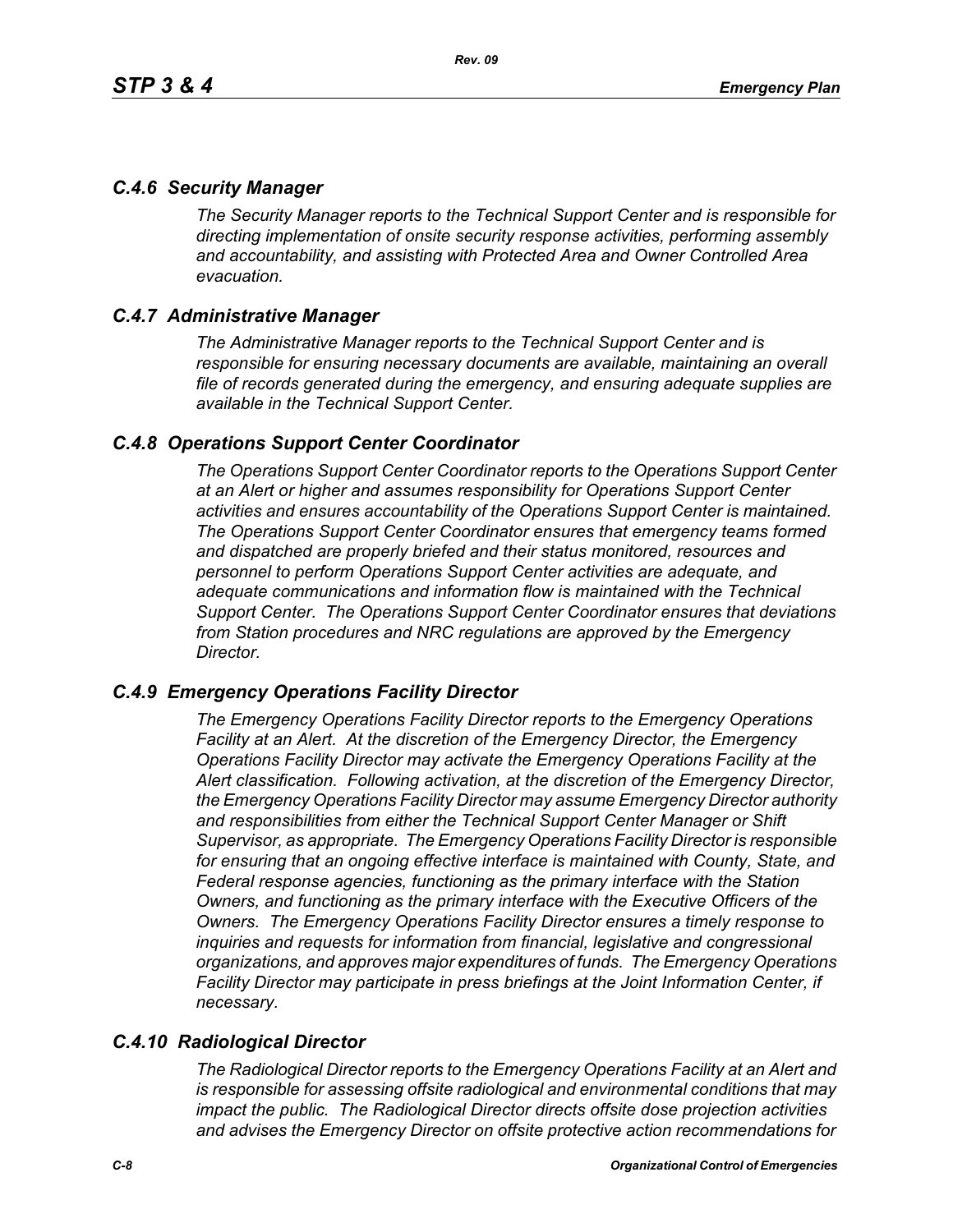## *C.4.6 Security Manager*

*The Security Manager reports to the Technical Support Center and is responsible for directing implementation of onsite security response activities, performing assembly and accountability, and assisting with Protected Area and Owner Controlled Area evacuation.*

## *C.4.7 Administrative Manager*

*The Administrative Manager reports to the Technical Support Center and is responsible for ensuring necessary documents are available, maintaining an overall file of records generated during the emergency, and ensuring adequate supplies are available in the Technical Support Center.*

## *C.4.8 Operations Support Center Coordinator*

*The Operations Support Center Coordinator reports to the Operations Support Center at an Alert or higher and assumes responsibility for Operations Support Center activities and ensures accountability of the Operations Support Center is maintained. The Operations Support Center Coordinator ensures that emergency teams formed and dispatched are properly briefed and their status monitored, resources and personnel to perform Operations Support Center activities are adequate, and adequate communications and information flow is maintained with the Technical Support Center. The Operations Support Center Coordinator ensures that deviations from Station procedures and NRC regulations are approved by the Emergency Director.*

## *C.4.9 Emergency Operations Facility Director*

*The Emergency Operations Facility Director reports to the Emergency Operations Facility at an Alert. At the discretion of the Emergency Director, the Emergency Operations Facility Director may activate the Emergency Operations Facility at the Alert classification. Following activation, at the discretion of the Emergency Director, the Emergency Operations Facility Director may assume Emergency Director authority and responsibilities from either the Technical Support Center Manager or Shift Supervisor, as appropriate. The Emergency Operations Facility Director is responsible for ensuring that an ongoing effective interface is maintained with County, State, and Federal response agencies, functioning as the primary interface with the Station Owners, and functioning as the primary interface with the Executive Officers of the Owners. The Emergency Operations Facility Director ensures a timely response to inquiries and requests for information from financial, legislative and congressional organizations, and approves major expenditures of funds. The Emergency Operations Facility Director may participate in press briefings at the Joint Information Center, if necessary.*

## *C.4.10 Radiological Director*

*The Radiological Director reports to the Emergency Operations Facility at an Alert and is responsible for assessing offsite radiological and environmental conditions that may impact the public. The Radiological Director directs offsite dose projection activities and advises the Emergency Director on offsite protective action recommendations for*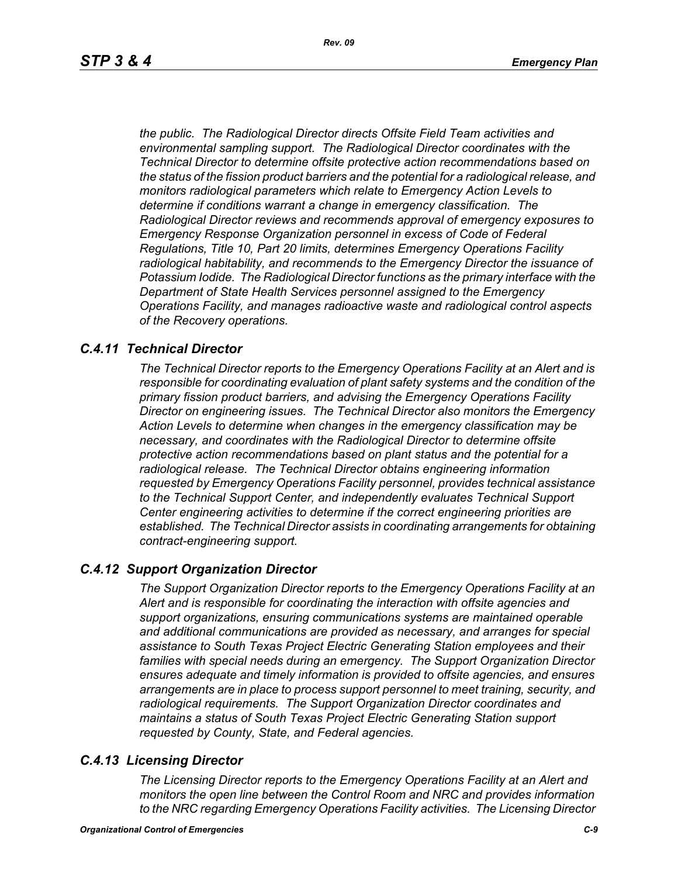*the public. The Radiological Director directs Offsite Field Team activities and environmental sampling support. The Radiological Director coordinates with the Technical Director to determine offsite protective action recommendations based on the status of the fission product barriers and the potential for a radiological release, and monitors radiological parameters which relate to Emergency Action Levels to determine if conditions warrant a change in emergency classification. The Radiological Director reviews and recommends approval of emergency exposures to Emergency Response Organization personnel in excess of Code of Federal Regulations, Title 10, Part 20 limits, determines Emergency Operations Facility radiological habitability, and recommends to the Emergency Director the issuance of Potassium Iodide. The Radiological Director functions as the primary interface with the Department of State Health Services personnel assigned to the Emergency Operations Facility, and manages radioactive waste and radiological control aspects of the Recovery operations.*

## *C.4.11 Technical Director*

*The Technical Director reports to the Emergency Operations Facility at an Alert and is responsible for coordinating evaluation of plant safety systems and the condition of the primary fission product barriers, and advising the Emergency Operations Facility Director on engineering issues. The Technical Director also monitors the Emergency Action Levels to determine when changes in the emergency classification may be necessary, and coordinates with the Radiological Director to determine offsite protective action recommendations based on plant status and the potential for a radiological release. The Technical Director obtains engineering information requested by Emergency Operations Facility personnel, provides technical assistance to the Technical Support Center, and independently evaluates Technical Support Center engineering activities to determine if the correct engineering priorities are established. The Technical Director assists in coordinating arrangements for obtaining contract-engineering support.*

## *C.4.12 Support Organization Director*

*The Support Organization Director reports to the Emergency Operations Facility at an Alert and is responsible for coordinating the interaction with offsite agencies and support organizations, ensuring communications systems are maintained operable and additional communications are provided as necessary, and arranges for special assistance to South Texas Project Electric Generating Station employees and their families with special needs during an emergency. The Support Organization Director ensures adequate and timely information is provided to offsite agencies, and ensures arrangements are in place to process support personnel to meet training, security, and radiological requirements. The Support Organization Director coordinates and maintains a status of South Texas Project Electric Generating Station support requested by County, State, and Federal agencies.*

## *C.4.13 Licensing Director*

*The Licensing Director reports to the Emergency Operations Facility at an Alert and monitors the open line between the Control Room and NRC and provides information to the NRC regarding Emergency Operations Facility activities. The Licensing Director*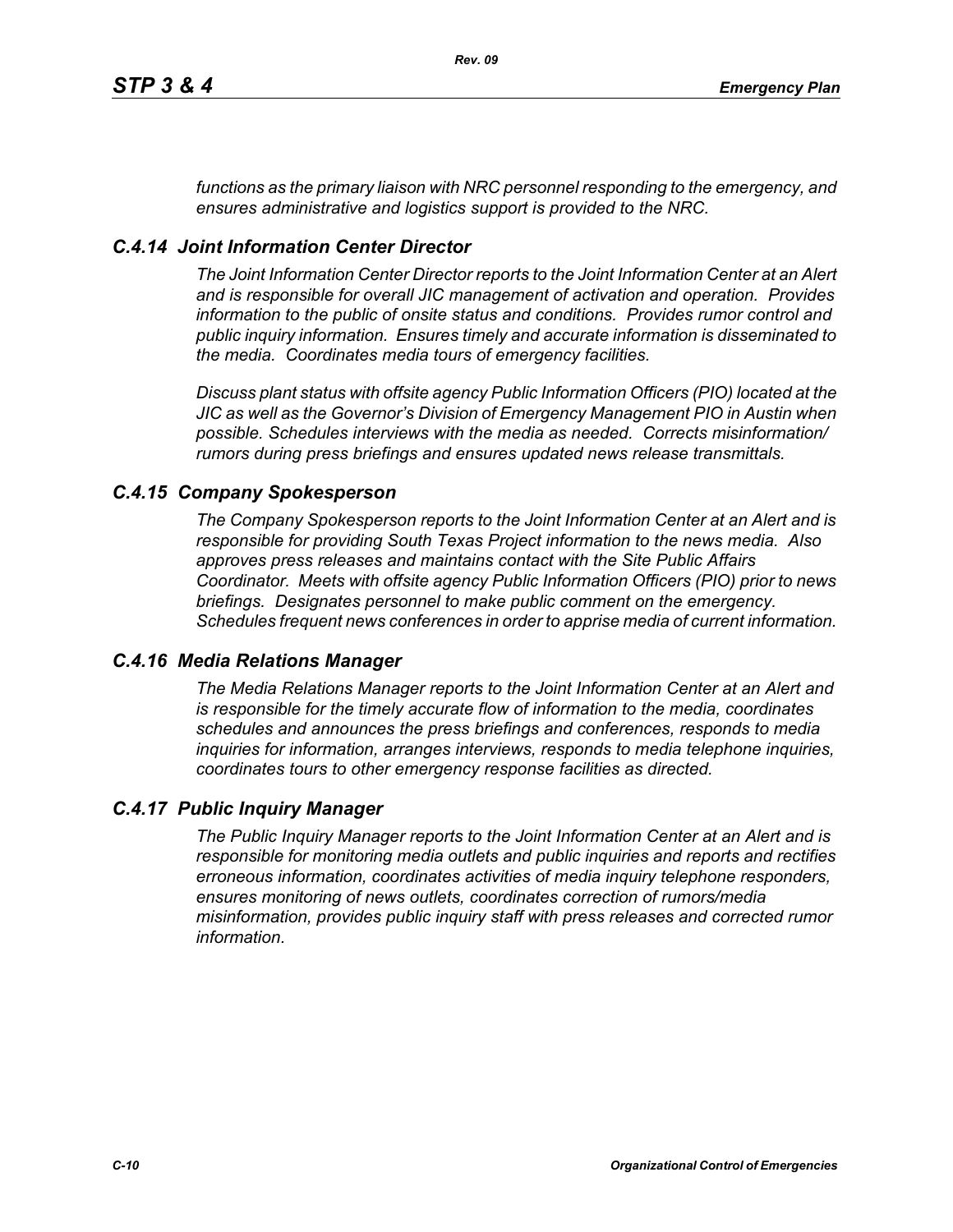*functions as the primary liaison with NRC personnel responding to the emergency, and ensures administrative and logistics support is provided to the NRC.*

### *C.4.14 Joint Information Center Director*

*The Joint Information Center Director reports to the Joint Information Center at an Alert and is responsible for overall JIC management of activation and operation. Provides information to the public of onsite status and conditions. Provides rumor control and public inquiry information. Ensures timely and accurate information is disseminated to the media. Coordinates media tours of emergency facilities.*

*Discuss plant status with offsite agency Public Information Officers (PIO) located at the JIC as well as the Governor's Division of Emergency Management PIO in Austin when possible. Schedules interviews with the media as needed. Corrects misinformation/ rumors during press briefings and ensures updated news release transmittals.*

### *C.4.15 Company Spokesperson*

*The Company Spokesperson reports to the Joint Information Center at an Alert and is responsible for providing South Texas Project information to the news media. Also approves press releases and maintains contact with the Site Public Affairs Coordinator. Meets with offsite agency Public Information Officers (PIO) prior to news briefings. Designates personnel to make public comment on the emergency. Schedules frequent news conferences in order to apprise media of current information.*

### *C.4.16 Media Relations Manager*

*The Media Relations Manager reports to the Joint Information Center at an Alert and is responsible for the timely accurate flow of information to the media, coordinates schedules and announces the press briefings and conferences, responds to media inquiries for information, arranges interviews, responds to media telephone inquiries, coordinates tours to other emergency response facilities as directed.*

### *C.4.17 Public Inquiry Manager*

*The Public Inquiry Manager reports to the Joint Information Center at an Alert and is responsible for monitoring media outlets and public inquiries and reports and rectifies erroneous information, coordinates activities of media inquiry telephone responders, ensures monitoring of news outlets, coordinates correction of rumors/media misinformation, provides public inquiry staff with press releases and corrected rumor information.*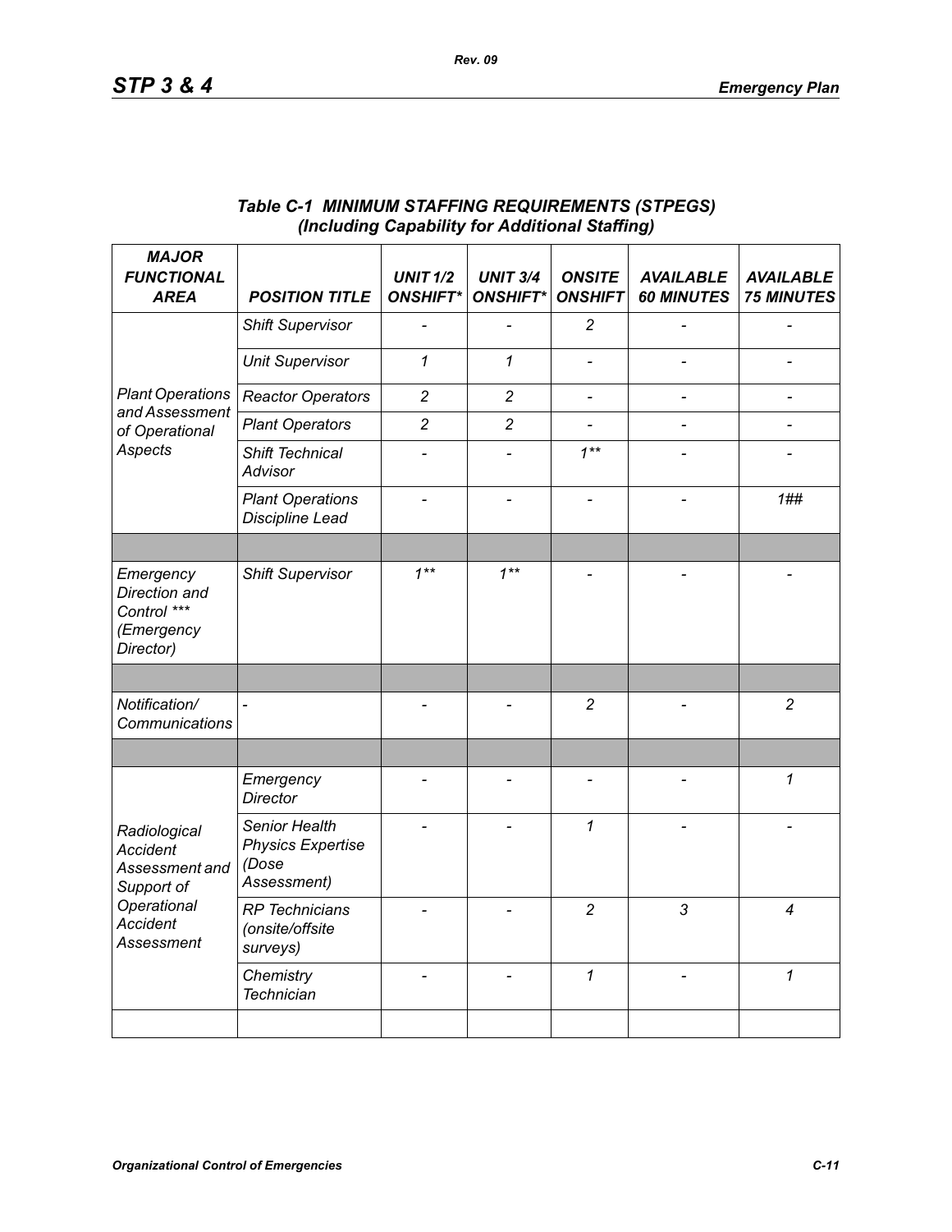*Table C-1 MINIMUM STAFFING REQUIREMENTS (STPEGS)*
*(Including Capability for Additional Staffing)*

| *MAJOR FUNCTIONAL AREA* | *POSITION TITLE* | *UNIT 1/2 ONSHIFT** | *UNIT 3/4 ONSHIFT** | *ONSITE ONSHIFT* | *AVAILABLE 60 MINUTES* | *AVAILABLE 75 MINUTES* |
|---|---|---|---|---|---|---|
| *Plant Operations and Assessment of Operational Aspects* | *Shift Supervisor* | - | - | *2* | - | - |
| | *Unit Supervisor* | *1* | *1* | - | - | - |
| | *Reactor Operators* | *2* | *2* | - | - | - |
| | *Plant Operators* | *2* | *2* | - | - | - |
| | *Shift Technical Advisor* | - | - | *1*** | - | - |
| | *Plant Operations Discipline Lead* | - | - | - | - | *1##* |
| | | | | | | |
| *Emergency Direction and Control **** *(Emergency Director)* | *Shift Supervisor* | *1*** | *1*** | - | - | - |
| | | | | | | |
| *Notification/ Communications* | - | - | - | *2* | - | *2* |
| | | | | | | |
| *Radiological Accident Assessment and Support of Operational Accident Assessment* | *Emergency Director* | - | - | - | - | *1* |
| | *Senior Health Physics Expertise (Dose Assessment)* | - | - | *1* | - | - |
| | *RP Technicians (onsite/offsite surveys)* | - | - | *2* | *3* | *4* |
| | *Chemistry Technician* | - | - | *1* | - | *1* |
| | | | | | | |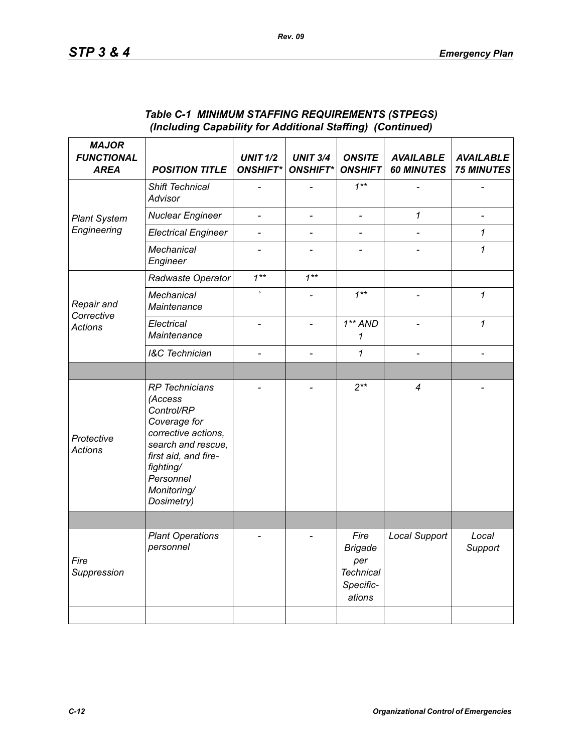***Table C-1 MINIMUM STAFFING REQUIREMENTS (STPEGS)***
***(Including Capability for Additional Staffing) (Continued)***

| *MAJOR FUNCTIONAL AREA* | *POSITION TITLE* | *UNIT 1/2 ONSHIFT** | *UNIT 3/4 ONSHIFT** | *ONSITE ONSHIFT* | *AVAILABLE 60 MINUTES* | *AVAILABLE 75 MINUTES* |
|---|---|---|---|---|---|---|
| *Plant System Engineering* | *Shift Technical Advisor* | - | - | *1*** | - | - |
| | *Nuclear Engineer* | - | - | - | *1* | - |
| | *Electrical Engineer* | - | - | - | - | *1* |
| | *Mechanical Engineer* | - | - | - | - | *1* |
| *Repair and Corrective Actions* | *Radwaste Operator* | *1*** | *1*** | | | |
| | *Mechanical Maintenance* | ` | - | *1*** | - | *1* |
| | *Electrical Maintenance* | - | - | *1** AND 1* | - | *1* |
| | *I&C Technician* | - | - | *1* | - | - |
| | | | | | | |
| *Protective Actions* | *RP Technicians (Access Control/RP Coverage for corrective actions, search and rescue, first aid, and fire-fighting/ Personnel Monitoring/ Dosimetry)* | - | - | *2*** | *4* | - |
| | | | | | | |
| *Fire Suppression* | *Plant Operations personnel* | - | - | *Fire Brigade per Technical Specific-ations* | *Local Support* | *Local Support* |
| | | | | | | |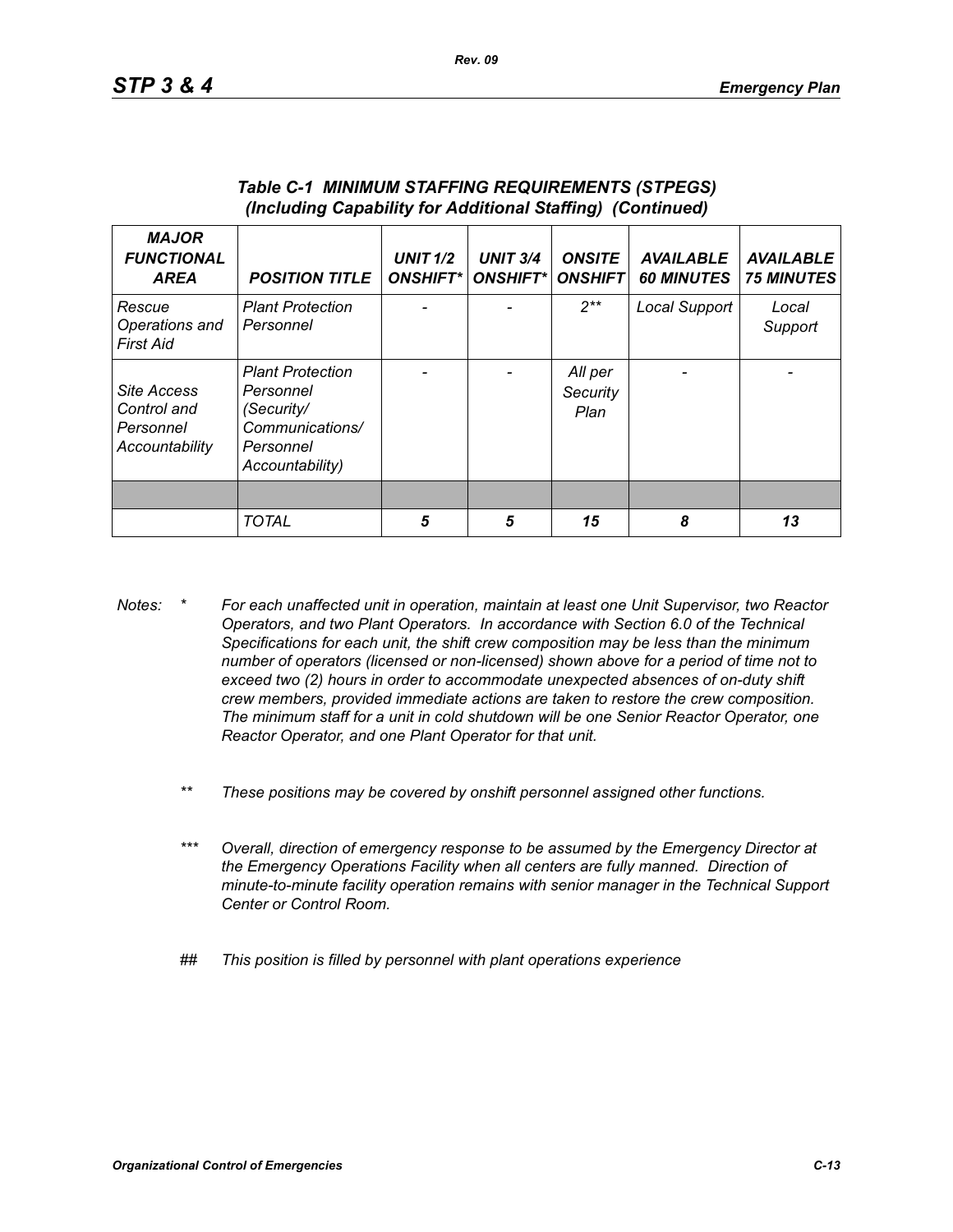***Table C-1 MINIMUM STAFFING REQUIREMENTS (STPEGS)***
***(Including Capability for Additional Staffing) (Continued)***

| *MAJOR FUNCTIONAL AREA* | *POSITION TITLE* | *UNIT 1/2 ONSHIFT** | *UNIT 3/4 ONSHIFT** | *ONSITE ONSHIFT* | *AVAILABLE 60 MINUTES* | *AVAILABLE 75 MINUTES* |
|---|---|---|---|---|---|---|
| *Rescue Operations and First Aid* | *Plant Protection Personnel* | - | - | *2*** | *Local Support* | *Local Support* |
| *Site Access Control and Personnel Accountability* | *Plant Protection Personnel (Security/ Communications/ Personnel Accountability)* | - | - | *All per Security Plan* | - | - |
| | | | | | | |
| | *TOTAL* | ***5*** | ***5*** | ***15*** | ***8*** | ***13*** |

*Notes:* \* *For each unaffected unit in operation, maintain at least one Unit Supervisor, two Reactor Operators, and two Plant Operators. In accordance with Section 6.0 of the Technical Specifications for each unit, the shift crew composition may be less than the minimum number of operators (licensed or non-licensed) shown above for a period of time not to exceed two (2) hours in order to accommodate unexpected absences of on-duty shift crew members, provided immediate actions are taken to restore the crew composition. The minimum staff for a unit in cold shutdown will be one Senior Reactor Operator, one Reactor Operator, and one Plant Operator for that unit.*

\*\* *These positions may be covered by onshift personnel assigned other functions.*

\*\*\* *Overall, direction of emergency response to be assumed by the Emergency Director at the Emergency Operations Facility when all centers are fully manned. Direction of minute-to-minute facility operation remains with senior manager in the Technical Support Center or Control Room.*

## *This position is filled by personnel with plant operations experience*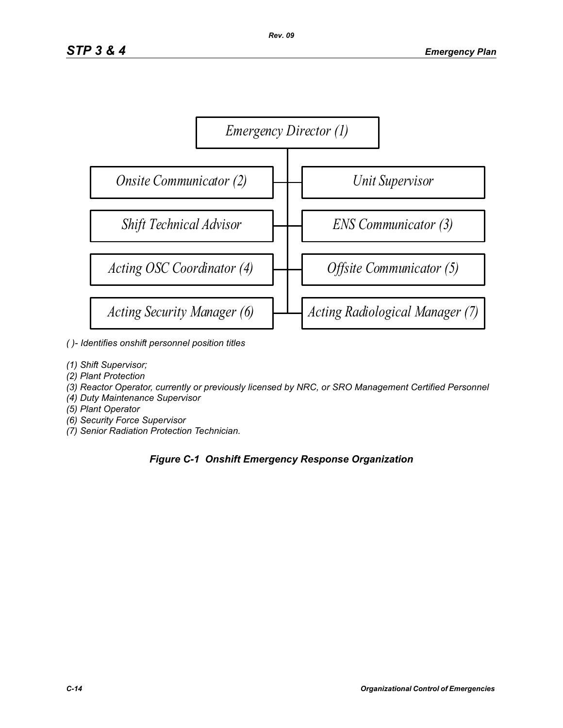Emergency Director (1)

- Onsite Communicator (2)
- Unit Supervisor
- Shift Technical Advisor
- ENS Communicator (3)
- Acting OSC Coordinator (4)
- Offsite Communicator (5)
- Acting Security Manager (6)
- Acting Radiological Manager (7)

*( )- Identifies onshift personnel position titles*

*(1) Shift Supervisor;*
*(2) Plant Protection*
*(3) Reactor Operator, currently or previously licensed by NRC, or SRO Management Certified Personnel*
*(4) Duty Maintenance Supervisor*
*(5) Plant Operator*
*(6) Security Force Supervisor*
*(7) Senior Radiation Protection Technician.*

***Figure C-1 Onshift Emergency Response Organization***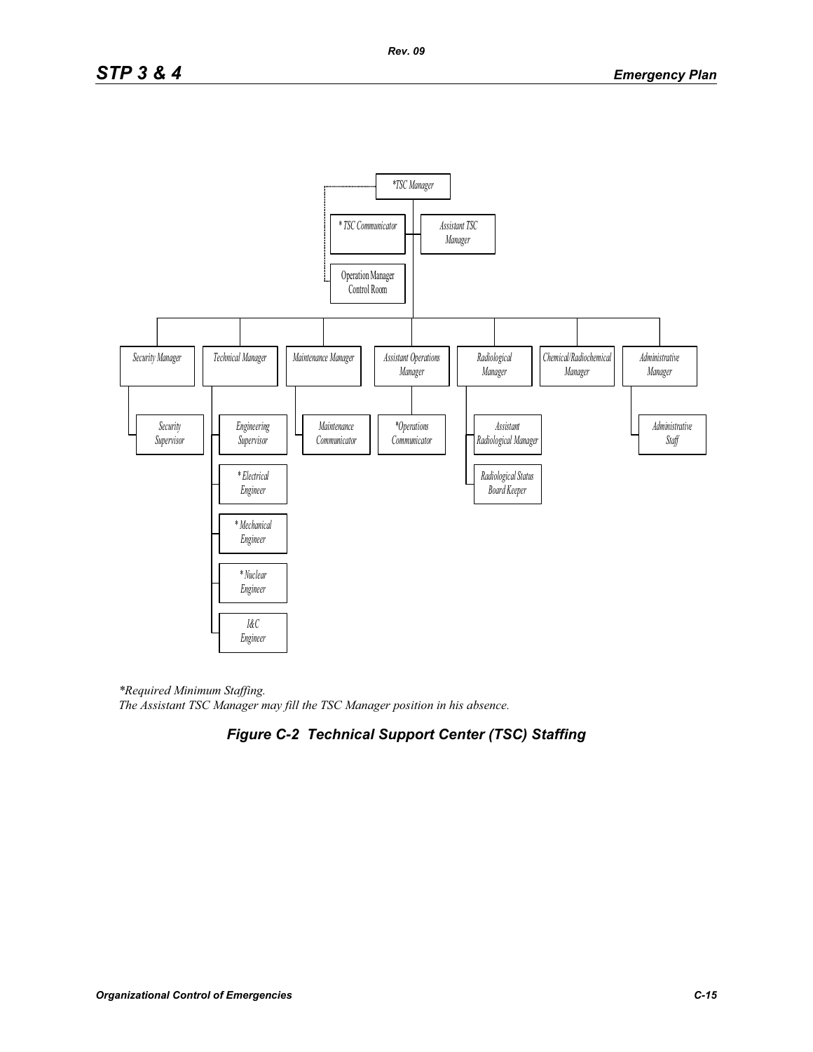*TSC Manager

- * TSC Communicator
- Assistant TSC Manager
- Operation Manager Control Room
- Security Manager
  - Security Supervisor
- Technical Manager
  - Engineering Supervisor
  - * Electrical Engineer
  - * Mechanical Engineer
  - * Nuclear Engineer
  - I&C Engineer
- Maintenance Manager
  - Maintenance Communicator
- Assistant Operations Manager
  - *Operations Communicator
- Radiological Manager
  - Assistant Radiological Manager
  - Radiological Status Board Keeper
- Chemical/Radiochemical Manager
- Administrative Manager
  - Administrative Staff

*\*Required Minimum Staffing.*
*The Assistant TSC Manager may fill the TSC Manager position in his absence.*

**Figure C-2 Technical Support Center (TSC) Staffing**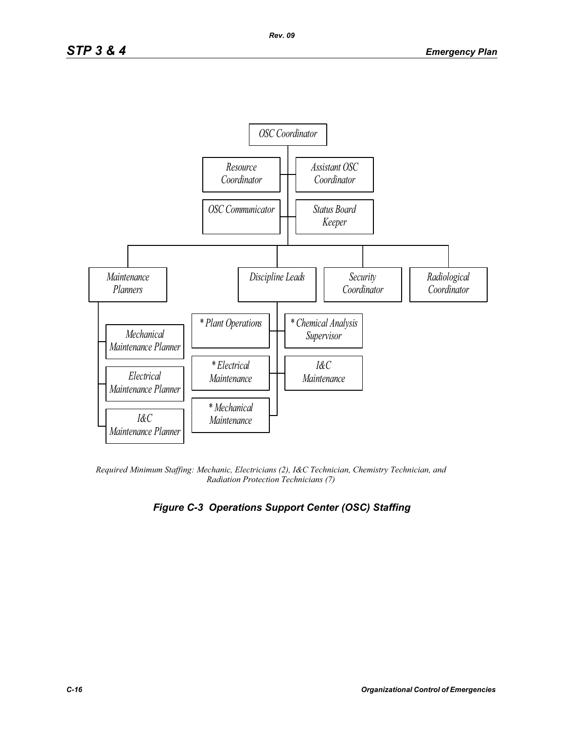OSC Coordinator

- Resource Coordinator
- Assistant OSC Coordinator
- OSC Communicator
- Status Board Keeper

Maintenance Planners
- Mechanical Maintenance Planner
- Electrical Maintenance Planner
- I&C Maintenance Planner

Discipline Leads
- * Plant Operations
- * Chemical Analysis Supervisor
- * Electrical Maintenance
- I&C Maintenance
- * Mechanical Maintenance

Security Coordinator

Radiological Coordinator

*Required Minimum Staffing: Mechanic, Electricians (2), I&C Technician, Chemistry Technician, and Radiation Protection Technicians (7)*

***Figure C-3 Operations Support Center (OSC) Staffing***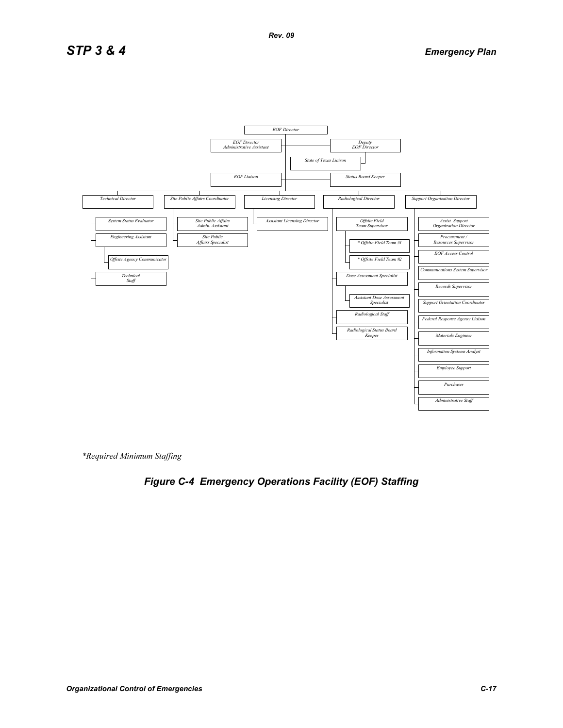EOF Director

- EOF Director Administrative Assistant
- Deputy EOF Director
  - State of Texas Liaison
- EOF Liaison
- Status Board Keeper

- Technical Director
  - System Status Evaluator
  - Engineering Assistant
    - Offsite Agency Communicator
  - Technical Staff
- Site Public Affairs Coordinator
  - Site Public Affairs Admin. Assistant
  - Site Public Affairs Specialist
- Licensing Director
  - Assistant Licensing Director
- Radiological Director
  - Offsite Field Team Supervisor
    - * Offsite Field Team #1
    - * Offsite Field Team #2
  - Dose Assessment Specialist
    - Assistant Dose Assessment Specialist
  - Radiological Staff
  - Radiological Status Board Keeper
- Support Organization Director
  - Assist. Support Organization Director
  - Procurement / Resources Supervisor
  - EOF Access Control
  - Communications System Supervisor
  - Records Supervisor
  - Support Orientation Coordinator
  - Federal Response Agency Liaison
  - Materials Engineer
  - Information Systems Analyst
  - Employee Support
  - Purchaser
  - Administrative Staff

*Required Minimum Staffing

**Figure C-4 Emergency Operations Facility (EOF) Staffing**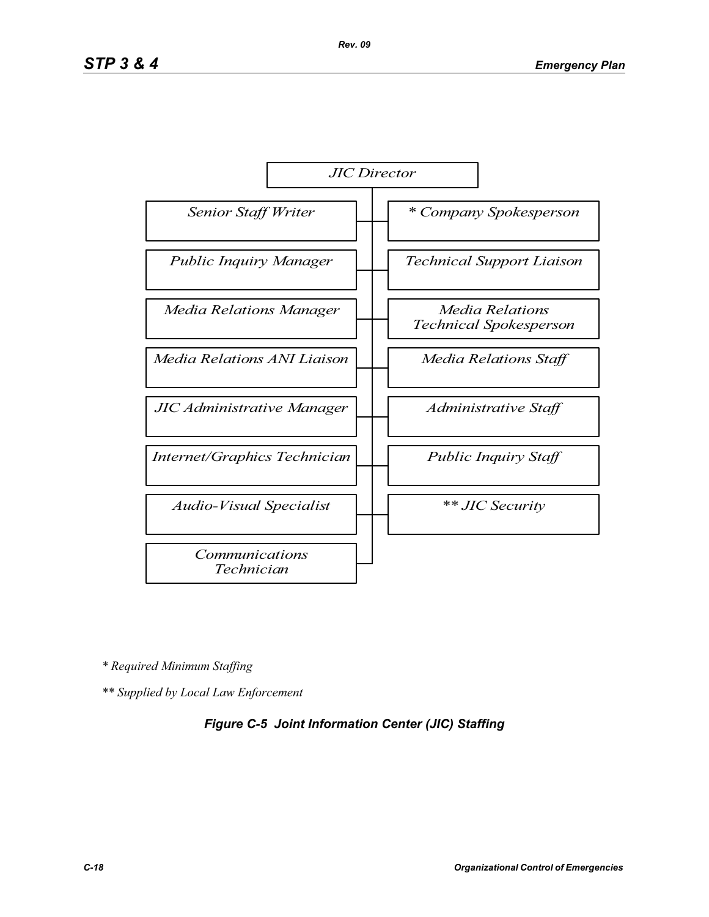JIC Director

- Senior Staff Writer
- Public Inquiry Manager
- Media Relations Manager
- Media Relations ANI Liaison
- JIC Administrative Manager
- Internet/Graphics Technician
- Audio-Visual Specialist
- Communications Technician
- * Company Spokesperson
- Technical Support Liaison
- Media Relations Technical Spokesperson
- Media Relations Staff
- Administrative Staff
- Public Inquiry Staff
- ** JIC Security

*\* Required Minimum Staffing*

*\*\* Supplied by Local Law Enforcement*

***Figure C-5 Joint Information Center (JIC) Staffing***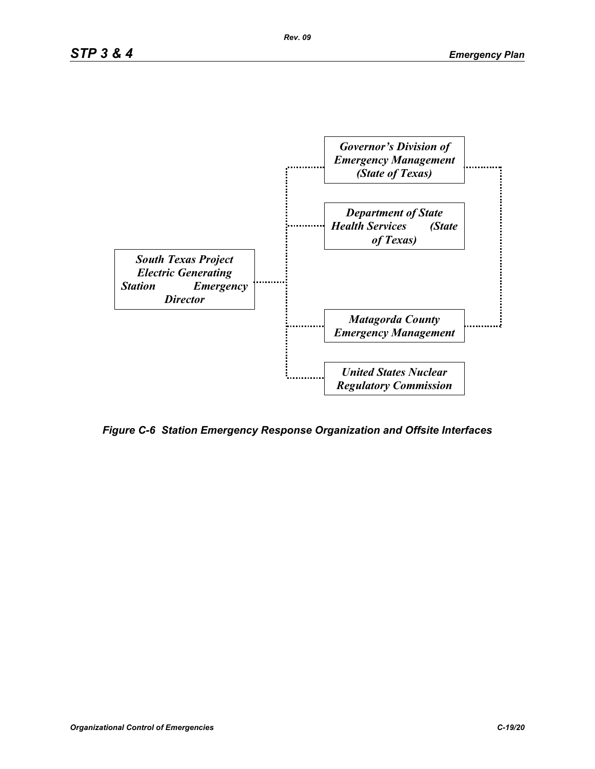South Texas Project Electric Generating Station Emergency Director

Governor's Division of Emergency Management (State of Texas)

Department of State Health Services (State of Texas)

Matagorda County Emergency Management

United States Nuclear Regulatory Commission

*Figure C-6 Station Emergency Response Organization and Offsite Interfaces*